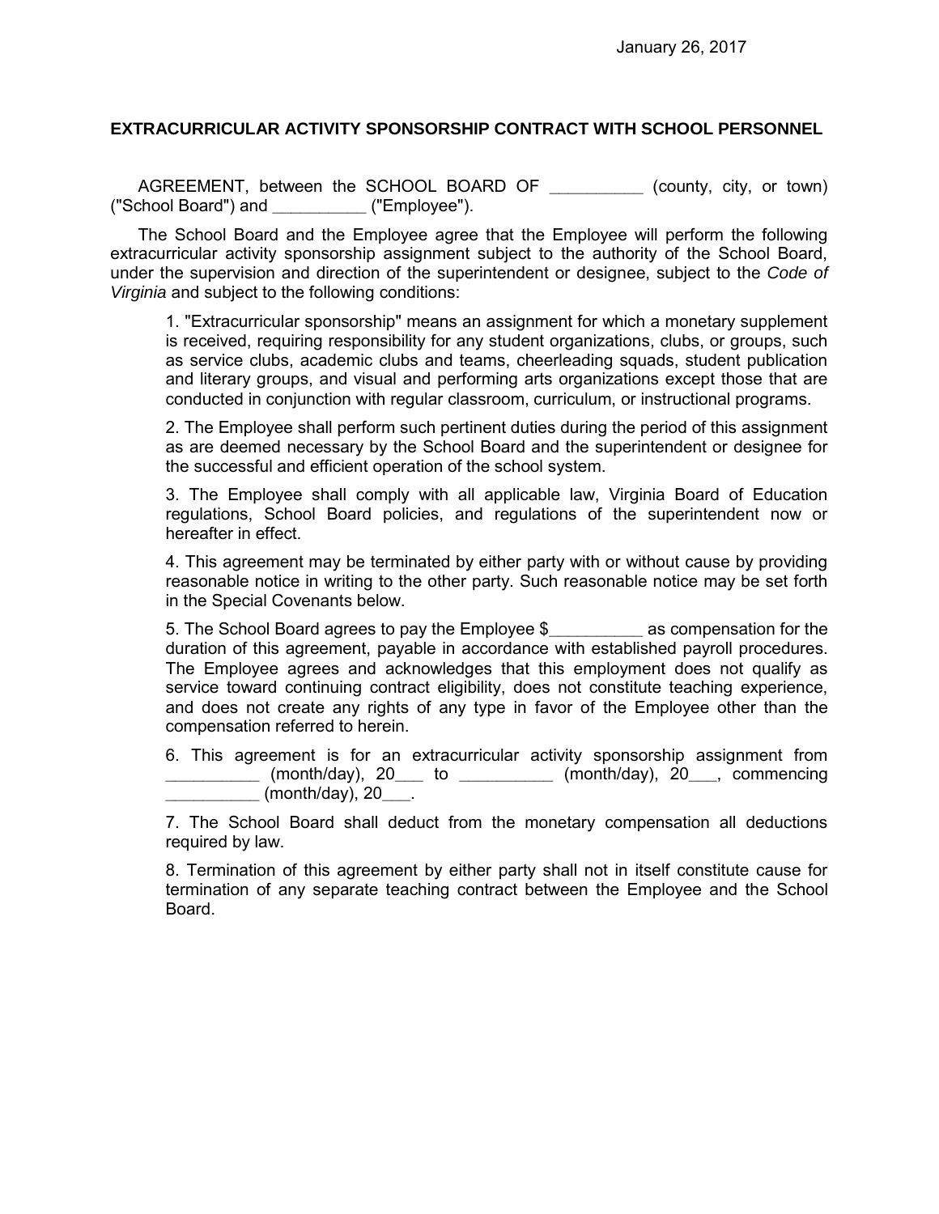January 26, 2017

**EXTRACURRICULAR ACTIVITY SPONSORSHIP CONTRACT WITH SCHOOL PERSONNEL**

AGREEMENT, between the SCHOOL BOARD OF __________ (county, city, or town) ("School Board") and __________ ("Employee").

The School Board and the Employee agree that the Employee will perform the following extracurricular activity sponsorship assignment subject to the authority of the School Board, under the supervision and direction of the superintendent or designee, subject to the *Code of Virginia* and subject to the following conditions:

1. "Extracurricular sponsorship" means an assignment for which a monetary supplement is received, requiring responsibility for any student organizations, clubs, or groups, such as service clubs, academic clubs and teams, cheerleading squads, student publication and literary groups, and visual and performing arts organizations except those that are conducted in conjunction with regular classroom, curriculum, or instructional programs.

2. The Employee shall perform such pertinent duties during the period of this assignment as are deemed necessary by the School Board and the superintendent or designee for the successful and efficient operation of the school system.

3. The Employee shall comply with all applicable law, Virginia Board of Education regulations, School Board policies, and regulations of the superintendent now or hereafter in effect.

4. This agreement may be terminated by either party with or without cause by providing reasonable notice in writing to the other party. Such reasonable notice may be set forth in the Special Covenants below.

5. The School Board agrees to pay the Employee $__________ as compensation for the duration of this agreement, payable in accordance with established payroll procedures. The Employee agrees and acknowledges that this employment does not qualify as service toward continuing contract eligibility, does not constitute teaching experience, and does not create any rights of any type in favor of the Employee other than the compensation referred to herein.

6. This agreement is for an extracurricular activity sponsorship assignment from __________ (month/day), 20___ to __________ (month/day), 20___, commencing __________ (month/day), 20___.

7. The School Board shall deduct from the monetary compensation all deductions required by law.

8. Termination of this agreement by either party shall not in itself constitute cause for termination of any separate teaching contract between the Employee and the School Board.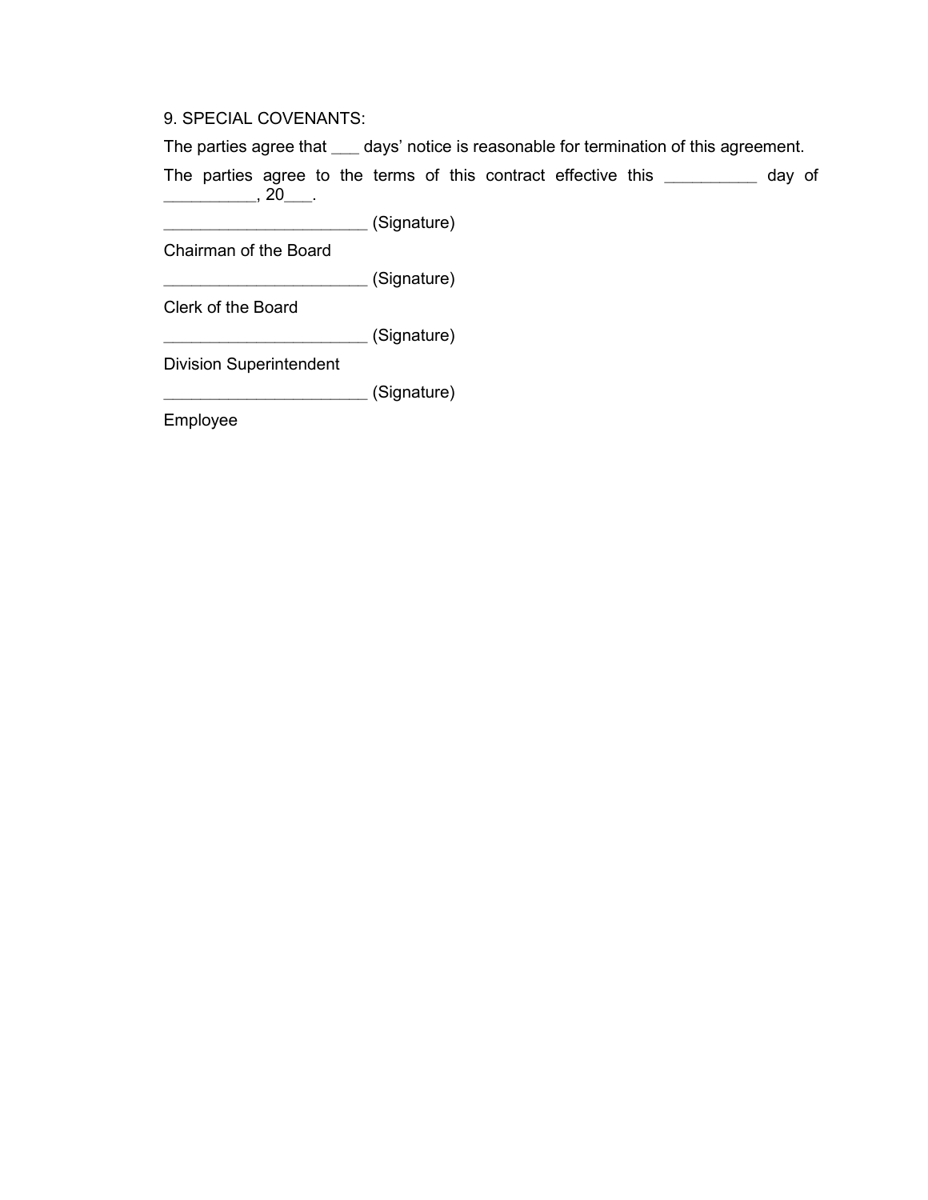9. SPECIAL COVENANTS:

The parties agree that ___ days' notice is reasonable for termination of this agreement.

The parties agree to the terms of this contract effective this __________ day of __________, 20___.

______________________ (Signature)

Chairman of the Board

______________________ (Signature)

Clerk of the Board

______________________ (Signature)

Division Superintendent

______________________ (Signature)

Employee